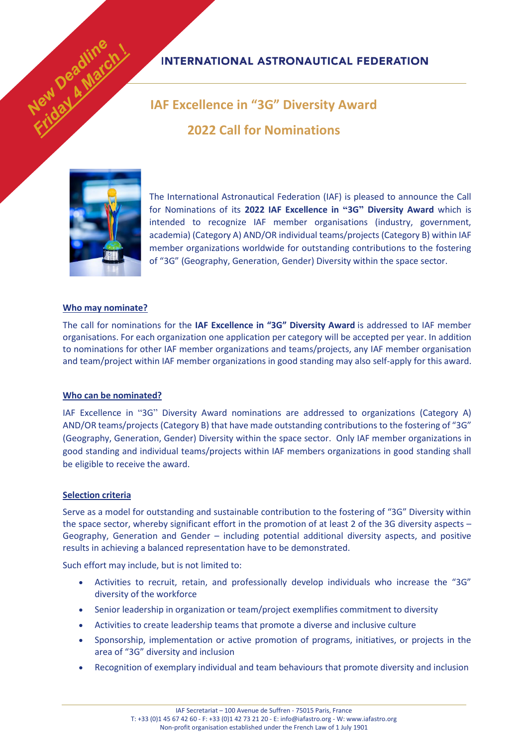New Deadline Friday 4 March !

INTERNATIONAL ASTRONAUTICAL FEDERATION

# IAF Excellence in “3G” Diversity Award

## 2022 Call for Nominations

The International Astronautical Federation (IAF) is pleased to announce the Call for Nominations of its **2022 IAF Excellence in “3G” Diversity Award** which is intended to recognize IAF member organisations (industry, government, academia) (Category A) AND/OR individual teams/projects (Category B) within IAF member organizations worldwide for outstanding contributions to the fostering of “3G” (Geography, Generation, Gender) Diversity within the space sector.

### Who may nominate?

The call for nominations for the **IAF Excellence in “3G” Diversity Award** is addressed to IAF member organisations. For each organization one application per category will be accepted per year. In addition to nominations for other IAF member organizations and teams/projects, any IAF member organisation and team/project within IAF member organizations in good standing may also self-apply for this award.

### Who can be nominated?

IAF Excellence in “3G” Diversity Award nominations are addressed to organizations (Category A) AND/OR teams/projects (Category B) that have made outstanding contributions to the fostering of “3G” (Geography, Generation, Gender) Diversity within the space sector. Only IAF member organizations in good standing and individual teams/projects within IAF members organizations in good standing shall be eligible to receive the award.

### Selection criteria

Serve as a model for outstanding and sustainable contribution to the fostering of “3G” Diversity within the space sector, whereby significant effort in the promotion of at least 2 of the 3G diversity aspects – Geography, Generation and Gender – including potential additional diversity aspects, and positive results in achieving a balanced representation have to be demonstrated.

Such effort may include, but is not limited to:

- Activities to recruit, retain, and professionally develop individuals who increase the “3G” diversity of the workforce
- Senior leadership in organization or team/project exemplifies commitment to diversity
- Activities to create leadership teams that promote a diverse and inclusive culture
- Sponsorship, implementation or active promotion of programs, initiatives, or projects in the area of “3G” diversity and inclusion
- Recognition of exemplary individual and team behaviours that promote diversity and inclusion

IAF Secretariat – 100 Avenue de Suffren - 75015 Paris, France
T: +33 (0)1 45 67 42 60 - F: +33 (0)1 42 73 21 20 - E: info@iafastro.org - W: www.iafastro.org
Non-profit organisation established under the French Law of 1 July 1901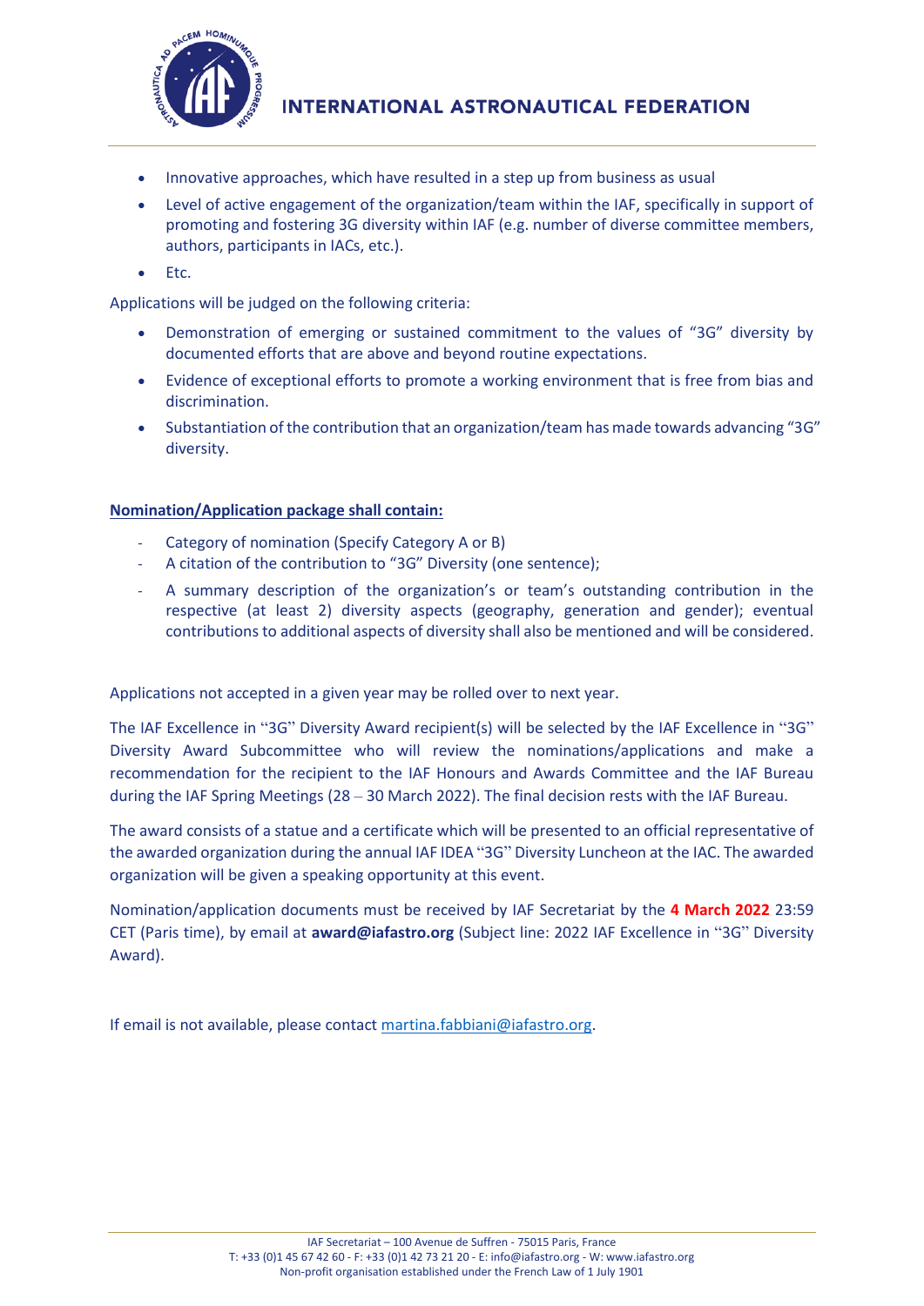- Innovative approaches, which have resulted in a step up from business as usual
- Level of active engagement of the organization/team within the IAF, specifically in support of promoting and fostering 3G diversity within IAF (e.g. number of diverse committee members, authors, participants in IACs, etc.).
- Etc.

Applications will be judged on the following criteria:

- Demonstration of emerging or sustained commitment to the values of "3G" diversity by documented efforts that are above and beyond routine expectations.
- Evidence of exceptional efforts to promote a working environment that is free from bias and discrimination.
- Substantiation of the contribution that an organization/team has made towards advancing "3G" diversity.

**Nomination/Application package shall contain:**

- Category of nomination (Specify Category A or B)
- A citation of the contribution to "3G" Diversity (one sentence);
- A summary description of the organization's or team's outstanding contribution in the respective (at least 2) diversity aspects (geography, generation and gender); eventual contributions to additional aspects of diversity shall also be mentioned and will be considered.

Applications not accepted in a given year may be rolled over to next year.

The IAF Excellence in "3G" Diversity Award recipient(s) will be selected by the IAF Excellence in "3G" Diversity Award Subcommittee who will review the nominations/applications and make a recommendation for the recipient to the IAF Honours and Awards Committee and the IAF Bureau during the IAF Spring Meetings (28 – 30 March 2022). The final decision rests with the IAF Bureau.

The award consists of a statue and a certificate which will be presented to an official representative of the awarded organization during the annual IAF IDEA "3G" Diversity Luncheon at the IAC. The awarded organization will be given a speaking opportunity at this event.

Nomination/application documents must be received by IAF Secretariat by the **4 March 2022** 23:59 CET (Paris time), by email at **award@iafastro.org** (Subject line: 2022 IAF Excellence in "3G" Diversity Award).

If email is not available, please contact martina.fabbiani@iafastro.org.